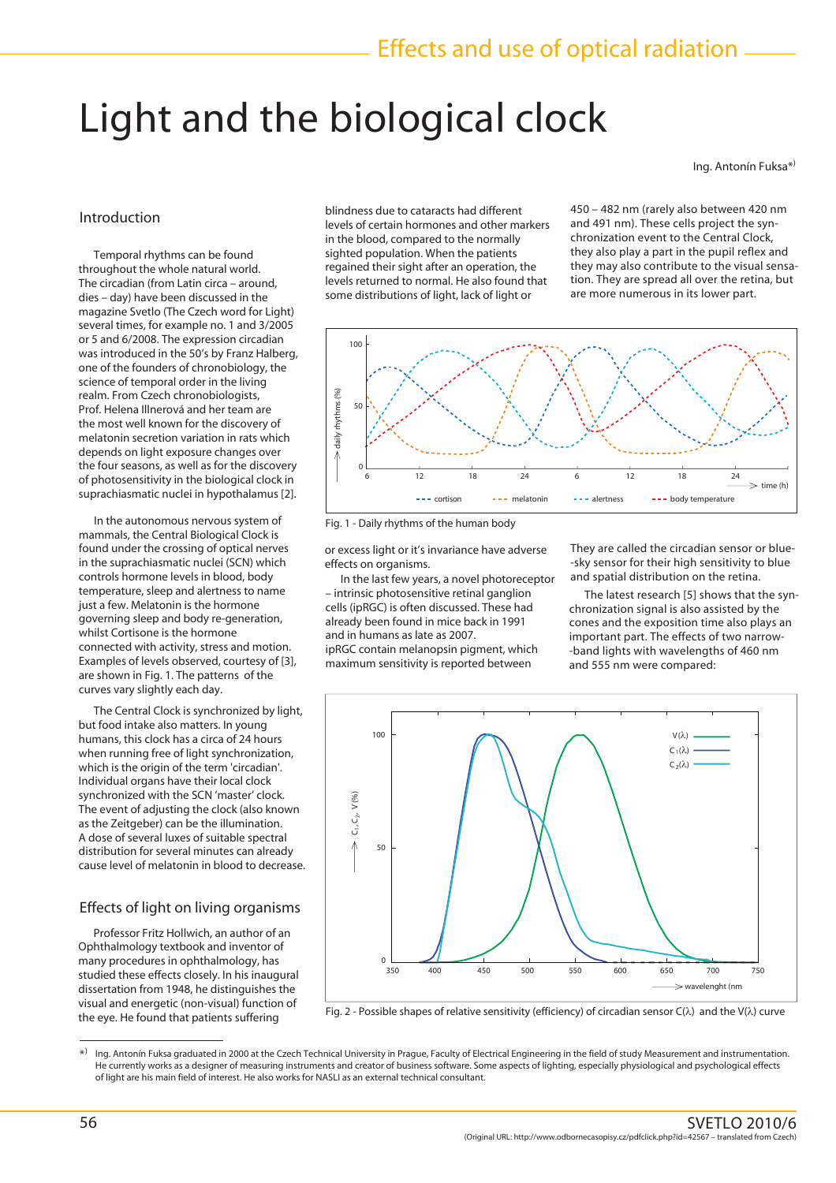# Light and the biological clock

Ing. Antonín Fuksa*)

## Introduction

Temporal rhythms can be found throughout the whole natural world. The circadian (from Latin circa – around, dies – day) have been discussed in the magazine Svetlo (The Czech word for Light) several times, for example no. 1 and 3/2005 or 5 and 6/2008. The expression circadian was introduced in the 50's by Franz Halberg, one of the founders of chronobiology, the science of temporal order in the living realm. From Czech chronobiologists, Prof. Helena Illnerová and her team are the most well known for the discovery of melatonin secretion variation in rats which depends on light exposure changes over the four seasons, as well as for the discovery of photosensitivity in the biological clock in suprachiasmatic nuclei in hypothalamus [2].

In the autonomous nervous system of mammals, the Central Biological Clock is found under the crossing of optical nerves in the suprachiasmatic nuclei (SCN) which controls hormone levels in blood, body temperature, sleep and alertness to name just a few. Melatonin is the hormone governing sleep and body re-generation, whilst Cortisone is the hormone connected with activity, stress and motion. Examples of levels observed, courtesy of [3], are shown in Fig. 1. The patterns of the curves vary slightly each day.

The Central Clock is synchronized by light, but food intake also matters. In young humans, this clock has a circa of 24 hours when running free of light synchronization, which is the origin of the term 'circadian'. Individual organs have their local clock synchronized with the SCN 'master' clock. The event of adjusting the clock (also known as the Zeitgeber) can be the illumination. A dose of several luxes of suitable spectral distribution for several minutes can already cause level of melatonin in blood to decrease.

## Effects of light on living organisms

Professor Fritz Hollwich, an author of an Ophthalmology textbook and inventor of many procedures in ophthalmology, has studied these effects closely. In his inaugural dissertation from 1948, he distinguishes the visual and energetic (non-visual) function of the eye. He found that patients suffering blindness due to cataracts had different levels of certain hormones and other markers in the blood, compared to the normally sighted population. When the patients regained their sight after an operation, the levels returned to normal. He also found that some distributions of light, lack of light or or excess light or it's invariance have adverse effects on organisms.

In the last few years, a novel photoreceptor – intrinsic photosensitive retinal ganglion cells (ipRGC) is often discussed. These had already been found in mice back in 1991 and in humans as late as 2007. ipRGC contain melanopsin pigment, which maximum sensitivity is reported between 450 – 482 nm (rarely also between 420 nm and 491 nm). These cells project the synchronization event to the Central Clock, they also play a part in the pupil reflex and they may also contribute to the visual sensation. They are spread all over the retina, but are more numerous in its lower part. They are called the circadian sensor or blue-sky sensor for their high sensitivity to blue and spatial distribution on the retina.

Fig. 1 - Daily rhythms of the human body

The latest research [5] shows that the synchronization signal is also assisted by the cones and the exposition time also plays an important part. The effects of two narrow-band lights with wavelengths of 460 nm and 555 nm were compared:

Fig. 2 - Possible shapes of relative sensitivity (efficiency) of circadian sensor $C(\lambda)$ and the $V(\lambda)$ curve

*) Ing. Antonín Fuksa graduated in 2000 at the Czech Technical University in Prague, Faculty of Electrical Engineering in the field of study Measurement and instrumentation. He currently works as a designer of measuring instruments and creator of business software. Some aspects of lighting, especially physiological and psychological effects of light are his main field of interest. He also works for NASLI as an external technical consultant.

(Original URL: http://www.odbornecasopisy.cz/pdfclick.php?id=42567 – translated from Czech)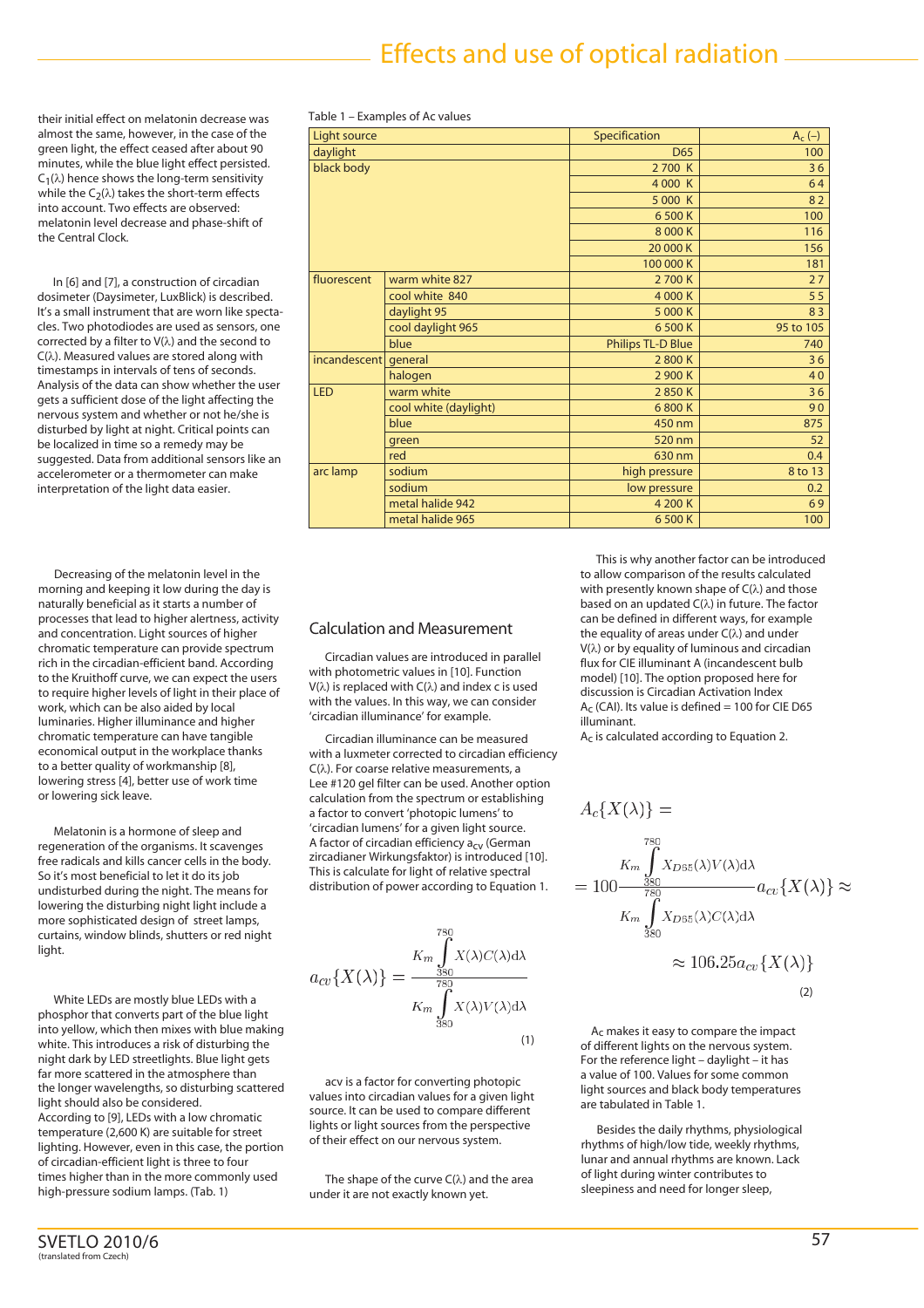their initial effect on melatonin decrease was almost the same, however, in the case of the green light, the effect ceased after about 90 minutes, while the blue light effect persisted. $C_1(\lambda)$ hence shows the long-term sensitivity while the $C_2(\lambda)$ takes the short-term effects into account. Two effects are observed: melatonin level decrease and phase-shift of the Central Clock.

In [6] and [7], a construction of circadian dosimeter (Daysimeter, LuxBlick) is described. It's a small instrument that are worn like spectacles. Two photodiodes are used as sensors, one corrected by a filter to V(λ) and the second to C(λ). Measured values are stored along with timestamps in intervals of tens of seconds. Analysis of the data can show whether the user gets a sufficient dose of the light affecting the nervous system and whether or not he/she is disturbed by light at night. Critical points can be localized in time so a remedy may be suggested. Data from additional sensors like an accelerometer or a thermometer can make interpretation of the light data easier.

Decreasing of the melatonin level in the morning and keeping it low during the day is naturally beneficial as it starts a number of processes that lead to higher alertness, activity and concentration. Light sources of higher chromatic temperature can provide spectrum rich in the circadian-efficient band. According to the Kruithoff curve, we can expect the users to require higher levels of light in their place of work, which can be also aided by local luminaries. Higher illuminance and higher chromatic temperature can have tangible economical output in the workplace thanks to a better quality of workmanship [8], lowering stress [4], better use of work time or lowering sick leave.

Melatonin is a hormone of sleep and regeneration of the organisms. It scavenges free radicals and kills cancer cells in the body. So it's most beneficial to let it do its job undisturbed during the night. The means for lowering the disturbing night light include a more sophisticated design of street lamps, curtains, window blinds, shutters or red night light.

White LEDs are mostly blue LEDs with a phosphor that converts part of the blue light into yellow, which then mixes with blue making white. This introduces a risk of disturbing the night dark by LED streetlights. Blue light gets far more scattered in the atmosphere than the longer wavelengths, so disturbing scattered light should also be considered.
According to [9], LEDs with a low chromatic temperature (2,600 K) are suitable for street lighting. However, even in this case, the portion of circadian-efficient light is three to four times higher than in the more commonly used high-pressure sodium lamps. (Tab. 1)

Table 1 – Examples of Ac values

| Light source | | Specification | $A_c$ (–) |
|---|---|---|---|
| daylight | | D65 | 100 |
| black body | | 2 700 K | 36 |
| | | 4 000 K | 64 |
| | | 5 000 K | 82 |
| | | 6 500 K | 100 |
| | | 8 000 K | 116 |
| | | 20 000 K | 156 |
| | | 100 000 K | 181 |
| fluorescent | warm white 827 | 2 700 K | 27 |
| | cool white 840 | 4 000 K | 55 |
| | daylight 95 | 5 000 K | 83 |
| | cool daylight 965 | 6 500 K | 95 to 105 |
| | blue | Philips TL-D Blue | 740 |
| incandescent | general | 2 800 K | 36 |
| | halogen | 2 900 K | 40 |
| LED | warm white | 2 850 K | 36 |
| | cool white (daylight) | 6 800 K | 90 |
| | blue | 450 nm | 875 |
| | green | 520 nm | 52 |
| | red | 630 nm | 0.4 |
| arc lamp | sodium | high pressure | 8 to 13 |
| | sodium | low pressure | 0.2 |
| | metal halide 942 | 4 200 K | 69 |
| | metal halide 965 | 6 500 K | 100 |

## Calculation and Measurement

Circadian values are introduced in parallel with photometric values in [10]. Function V(λ) is replaced with C(λ) and index c is used with the values. In this way, we can consider 'circadian illuminance' for example.

Circadian illuminance can be measured with a luxmeter corrected to circadian efficiency C(λ). For coarse relative measurements, a Lee #120 gel filter can be used. Another option calculation from the spectrum or establishing a factor to convert 'photopic lumens' to 'circadian lumens' for a given light source. A factor of circadian efficiency $a_{cv}$ (German zircadianer Wirkungsfaktor) is introduced [10]. This is calculate for light of relative spectral distribution of power according to Equation 1.

$$a_{cv}\{X(\lambda)\} = \frac{K_m \int_{380}^{780} X(\lambda)C(\lambda)\mathrm{d}\lambda}{K_m \int_{380}^{780} X(\lambda)V(\lambda)\mathrm{d}\lambda} \tag{1}$$

acv is a factor for converting photopic values into circadian values for a given light source. It can be used to compare different lights or light sources from the perspective of their effect on our nervous system.

The shape of the curve C(λ) and the area under it are not exactly known yet.

This is why another factor can be introduced to allow comparison of the results calculated with presently known shape of C(λ) and those based on an updated C(λ) in future. The factor can be defined in different ways, for example the equality of areas under C(λ) and under V(λ) or by equality of luminous and circadian flux for CIE illuminant A (incandescent bulb model) [10]. The option proposed here for discussion is Circadian Activation Index $A_C$ (CAI). Its value is defined = 100 for CIE D65 illuminant.
$A_C$ is calculated according to Equation 2.

$$A_c\{X(\lambda)\} = 100\frac{K_m \int_{380}^{780} X_{D65}(\lambda)V(\lambda)\mathrm{d}\lambda}{K_m \int_{380}^{780} X_{D65}(\lambda)C(\lambda)\mathrm{d}\lambda} a_{cv}\{X(\lambda)\} \approx 106.25 a_{cv}\{X(\lambda)\} \tag{2}$$

$A_C$ makes it easy to compare the impact of different lights on the nervous system. For the reference light – daylight – it has a value of 100. Values for some common light sources and black body temperatures are tabulated in Table 1.

Besides the daily rhythms, physiological rhythms of high/low tide, weekly rhythms, lunar and annual rhythms are known. Lack of light during winter contributes to sleepiness and need for longer sleep,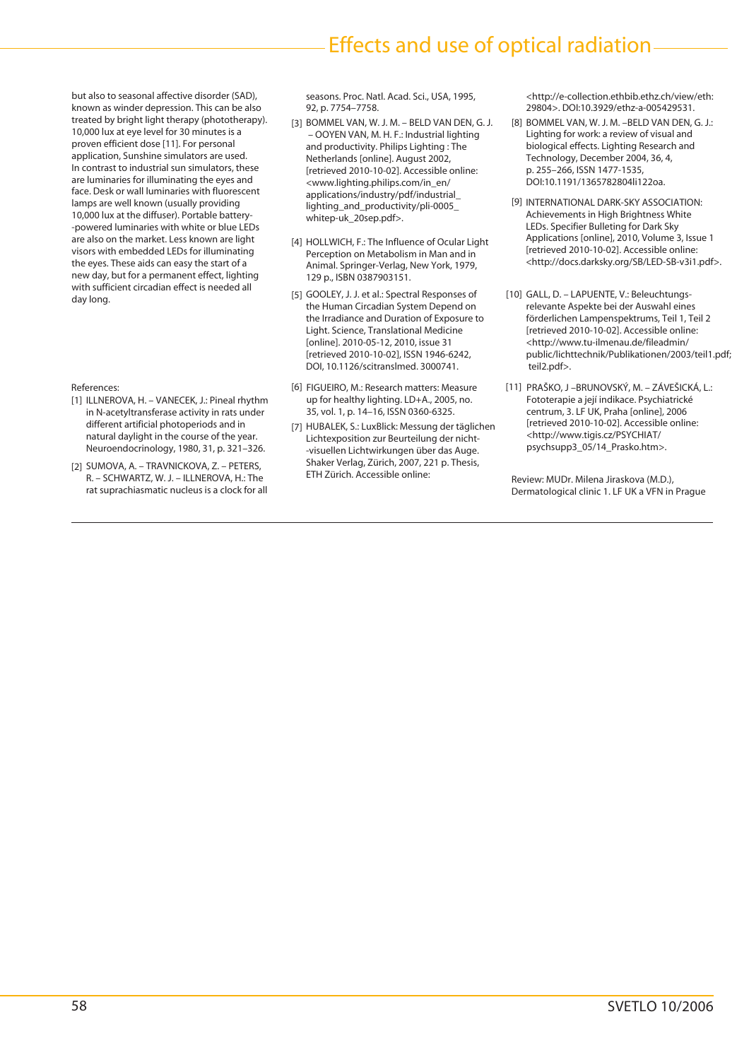but also to seasonal affective disorder (SAD), known as winder depression. This can be also treated by bright light therapy (phototherapy). 10,000 lux at eye level for 30 minutes is a proven efficient dose [11]. For personal application, Sunshine simulators are used. In contrast to industrial sun simulators, these are luminaries for illuminating the eyes and face. Desk or wall luminaries with fluorescent lamps are well known (usually providing 10,000 lux at the diffuser). Portable battery--powered luminaries with white or blue LEDs are also on the market. Less known are light visors with embedded LEDs for illuminating the eyes. These aids can easy the start of a new day, but for a permanent effect, lighting with sufficient circadian effect is needed all day long.

References:

[1] ILLNEROVA, H. – VANECEK, J.: Pineal rhythm in N-acetyltransferase activity in rats under different artificial photoperiods and in natural daylight in the course of the year. Neuroendocrinology, 1980, 31, p. 321–326.

[2] SUMOVA, A. – TRAVNICKOVA, Z. – PETERS, R. – SCHWARTZ, W. J. – ILLNEROVA, H.: The rat suprachiasmatic nucleus is a clock for all seasons. Proc. Natl. Acad. Sci., USA, 1995, 92, p. 7754–7758.

[3] BOMMEL VAN, W. J. M. – BELD VAN DEN, G. J. – OOYEN VAN, M. H. F.: Industrial lighting and productivity. Philips Lighting : The Netherlands [online]. August 2002, [retrieved 2010-10-02]. Accessible online: <www.lighting.philips.com/in_en/applications/industry/pdf/industrial_lighting_and_productivity/pli-0005_whitep-uk_20sep.pdf>.

[4] HOLLWICH, F.: The Influence of Ocular Light Perception on Metabolism in Man and in Animal. Springer-Verlag, New York, 1979, 129 p., ISBN 0387903151.

[5] GOOLEY, J. J. et al.: Spectral Responses of the Human Circadian System Depend on the Irradiance and Duration of Exposure to Light. Science, Translational Medicine [online]. 2010-05-12, 2010, issue 31 [retrieved 2010-10-02], ISSN 1946-6242, DOI, 10.1126/scitranslmed. 3000741.

[6] FIGUEIRO, M.: Research matters: Measure up for healthy lighting. LD+A., 2005, no. 35, vol. 1, p. 14–16, ISSN 0360-6325.

[7] HUBALEK, S.: LuxBlick: Messung der täglichen Lichtexposition zur Beurteilung der nicht--visuellen Lichtwirkungen über das Auge. Shaker Verlag, Zürich, 2007, 221 p. Thesis, ETH Zürich. Accessible online: <http://e-collection.ethbib.ethz.ch/view/eth:29804>. DOI:10.3929/ethz-a-005429531.

[8] BOMMEL VAN, W. J. M. –BELD VAN DEN, G. J.: Lighting for work: a review of visual and biological effects. Lighting Research and Technology, December 2004, 36, 4, p. 255–266, ISSN 1477-1535, DOI:10.1191/1365782804li122oa.

[9] INTERNATIONAL DARK-SKY ASSOCIATION: Achievements in High Brightness White LEDs. Specifier Bulleting for Dark Sky Applications [online], 2010, Volume 3, Issue 1 [retrieved 2010-10-02]. Accessible online: <http://docs.darksky.org/SB/LED-SB-v3i1.pdf>.

[10] GALL, D. – LAPUENTE, V.: Beleuchtungs-relevante Aspekte bei der Auswahl eines förderlichen Lampenspektrums, Teil 1, Teil 2 [retrieved 2010-10-02]. Accessible online: <http://www.tu-ilmenau.de/fileadmin/public/lichttechnik/Publikationen/2003/teil1.pdf; teil2.pdf>.

[11] PRAŠKO, J –BRUNOVSKÝ, M. – ZÁVEŠICKÁ, L.: Fototerapie a její indikace. Psychiatrické centrum, 3. LF UK, Praha [online], 2006 [retrieved 2010-10-02]. Accessible online: <http://www.tigis.cz/PSYCHIAT/psychsupp3_05/14_Prasko.htm>.

Review: MUDr. Milena Jiraskova (M.D.), Dermatological clinic 1. LF UK a VFN in Prague